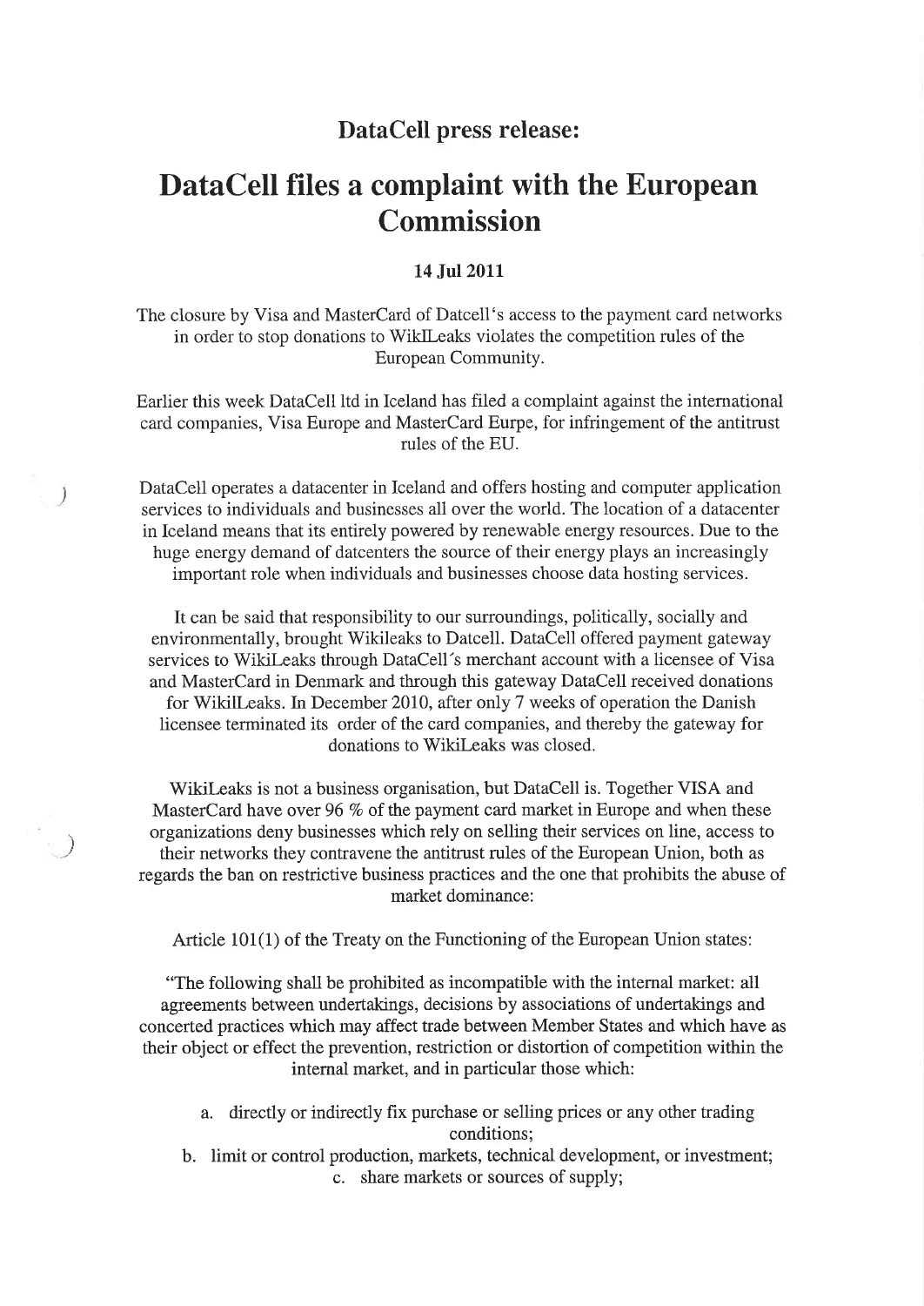## DataCell press release:

# DataCell files a complaint with the European Commission

**14 Jul 2011**

The closure by Visa and MasterCard of Datcell's access to the payment card networks in order to stop donations to WikILeaks violates the competition rules of the European Community.

Earlier this week DataCell ltd in Iceland has filed a complaint against the international card companies, Visa Europe and MasterCard Eurpe, for infringement of the antitrust rules of the EU.

DataCell operates a datacenter in Iceland and offers hosting and computer application services to individuals and businesses all over the world. The location of a datacenter in Iceland means that its entirely powered by renewable energy resources. Due to the huge energy demand of datcenters the source of their energy plays an increasingly important role when individuals and businesses choose data hosting services.

It can be said that responsibility to our surroundings, politically, socially and environmentally, brought Wikileaks to Datcell. DataCell offered payment gateway services to WikiLeaks through DataCell´s merchant account with a licensee of Visa and MasterCard in Denmark and through this gateway DataCell received donations for WikilLeaks. In December 2010, after only 7 weeks of operation the Danish licensee terminated its order of the card companies, and thereby the gateway for donations to WikiLeaks was closed.

WikiLeaks is not a business organisation, but DataCell is. Together VISA and MasterCard have over 96 % of the payment card market in Europe and when these organizations deny businesses which rely on selling their services on line, access to their networks they contravene the antitrust rules of the European Union, both as regards the ban on restrictive business practices and the one that prohibits the abuse of market dominance:

Article 101(1) of the Treaty on the Functioning of the European Union states:

"The following shall be prohibited as incompatible with the internal market: all agreements between undertakings, decisions by associations of undertakings and concerted practices which may affect trade between Member States and which have as their object or effect the prevention, restriction or distortion of competition within the internal market, and in particular those which:

a. directly or indirectly fix purchase or selling prices or any other trading conditions;
b. limit or control production, markets, technical development, or investment;
c. share markets or sources of supply;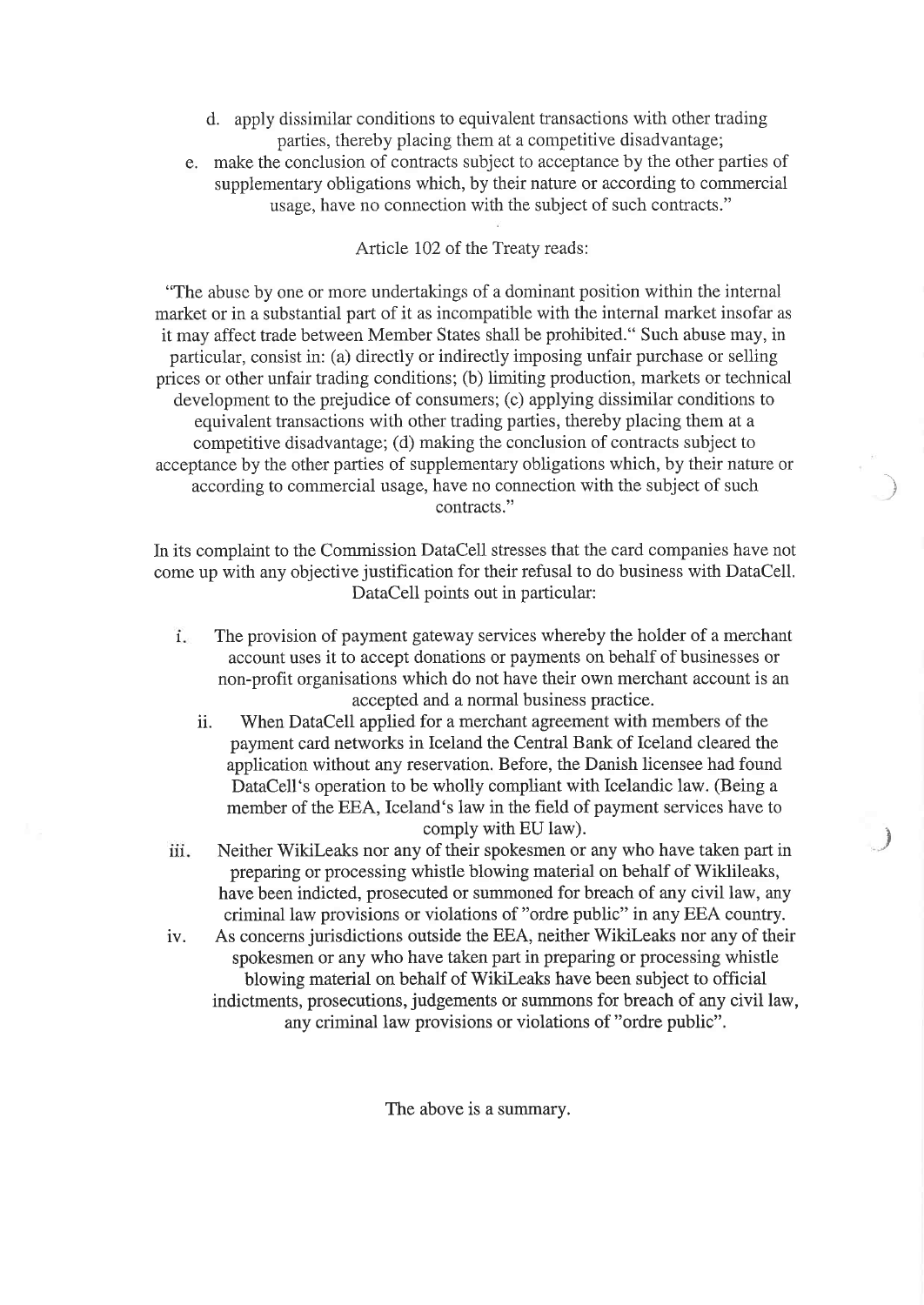d. apply dissimilar conditions to equivalent transactions with other trading parties, thereby placing them at a competitive disadvantage;
e. make the conclusion of contracts subject to acceptance by the other parties of supplementary obligations which, by their nature or according to commercial usage, have no connection with the subject of such contracts."

Article 102 of the Treaty reads:

"The abuse by one or more undertakings of a dominant position within the internal market or in a substantial part of it as incompatible with the internal market insofar as it may affect trade between Member States shall be prohibited." Such abuse may, in particular, consist in: (a) directly or indirectly imposing unfair purchase or selling prices or other unfair trading conditions; (b) limiting production, markets or technical development to the prejudice of consumers; (c) applying dissimilar conditions to equivalent transactions with other trading parties, thereby placing them at a competitive disadvantage; (d) making the conclusion of contracts subject to acceptance by the other parties of supplementary obligations which, by their nature or according to commercial usage, have no connection with the subject of such contracts."

In its complaint to the Commission DataCell stresses that the card companies have not come up with any objective justification for their refusal to do business with DataCell. DataCell points out in particular:

i. The provision of payment gateway services whereby the holder of a merchant account uses it to accept donations or payments on behalf of businesses or non-profit organisations which do not have their own merchant account is an accepted and a normal business practice.
ii. When DataCell applied for a merchant agreement with members of the payment card networks in Iceland the Central Bank of Iceland cleared the application without any reservation. Before, the Danish licensee had found DataCell's operation to be wholly compliant with Icelandic law. (Being a member of the EEA, Iceland's law in the field of payment services have to comply with EU law).
iii. Neither WikiLeaks nor any of their spokesmen or any who have taken part in preparing or processing whistle blowing material on behalf of Wiklileaks, have been indicted, prosecuted or summoned for breach of any civil law, any criminal law provisions or violations of "ordre public" in any EEA country.
iv. As concerns jurisdictions outside the EEA, neither WikiLeaks nor any of their spokesmen or any who have taken part in preparing or processing whistle blowing material on behalf of WikiLeaks have been subject to official indictments, prosecutions, judgements or summons for breach of any civil law, any criminal law provisions or violations of "ordre public".

The above is a summary.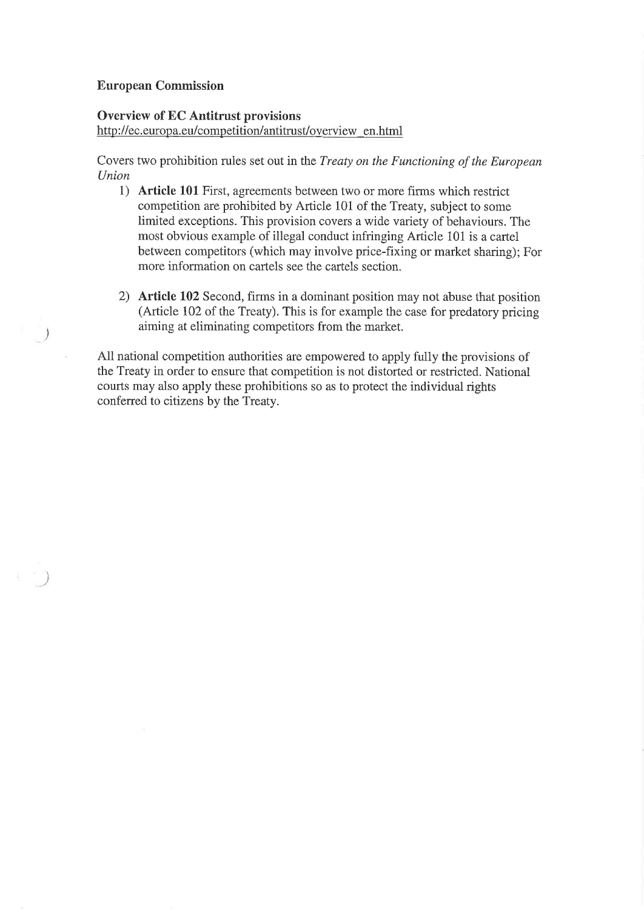**European Commission**

**Overview of EC Antitrust provisions**
http://ec.europa.eu/competition/antitrust/overview_en.html

Covers two prohibition rules set out in the *Treaty on the Functioning of the European Union*

1) **Article 101** First, agreements between two or more firms which restrict competition are prohibited by Article 101 of the Treaty, subject to some limited exceptions. This provision covers a wide variety of behaviours. The most obvious example of illegal conduct infringing Article 101 is a cartel between competitors (which may involve price-fixing or market sharing); For more information on cartels see the cartels section.

2) **Article 102** Second, firms in a dominant position may not abuse that position (Article 102 of the Treaty). This is for example the case for predatory pricing aiming at eliminating competitors from the market.

All national competition authorities are empowered to apply fully the provisions of the Treaty in order to ensure that competition is not distorted or restricted. National courts may also apply these prohibitions so as to protect the individual rights conferred to citizens by the Treaty.